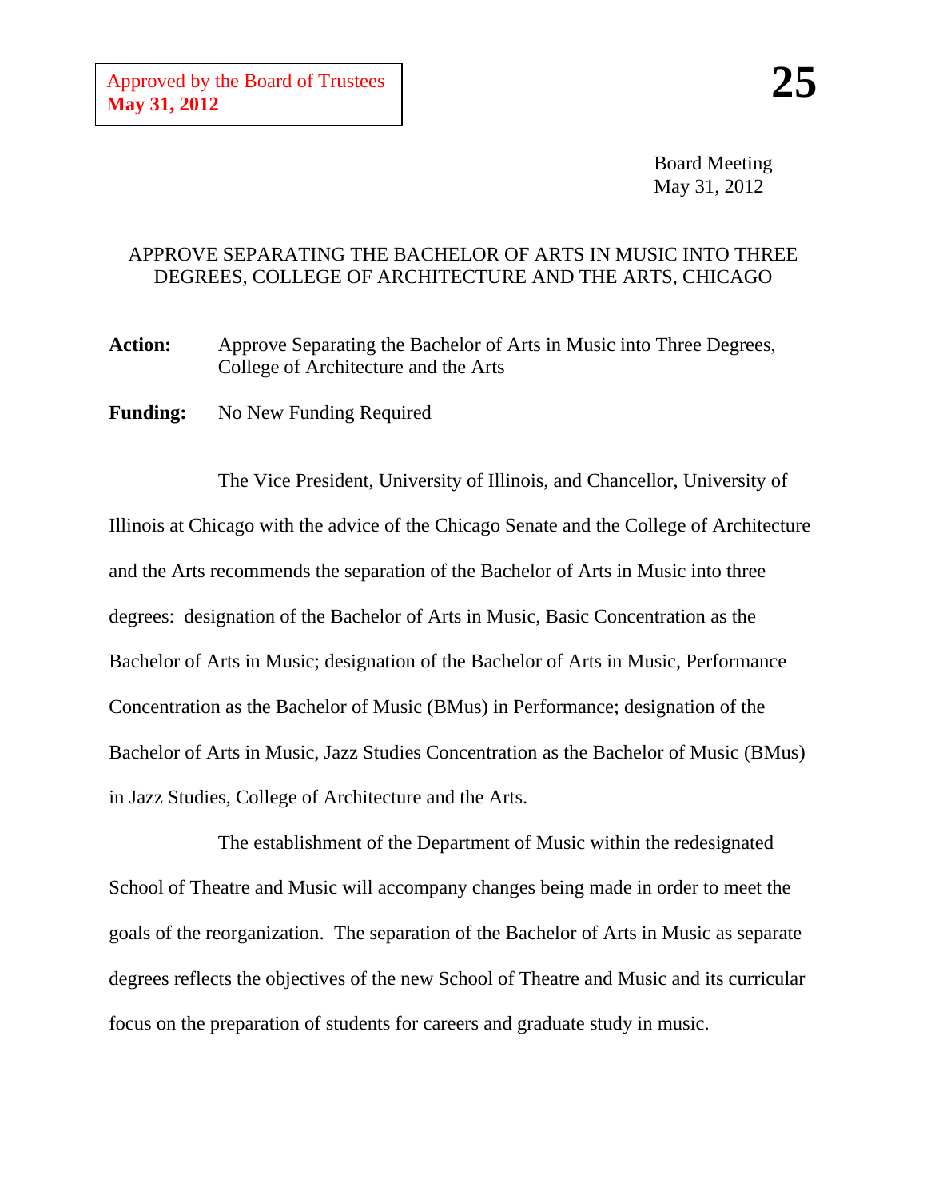Approved by the Board of Trustees
**May 31, 2012**

**25**

Board Meeting
May 31, 2012

APPROVE SEPARATING THE BACHELOR OF ARTS IN MUSIC INTO THREE DEGREES, COLLEGE OF ARCHITECTURE AND THE ARTS, CHICAGO

**Action:** Approve Separating the Bachelor of Arts in Music into Three Degrees, College of Architecture and the Arts

**Funding:** No New Funding Required

The Vice President, University of Illinois, and Chancellor, University of Illinois at Chicago with the advice of the Chicago Senate and the College of Architecture and the Arts recommends the separation of the Bachelor of Arts in Music into three degrees: designation of the Bachelor of Arts in Music, Basic Concentration as the Bachelor of Arts in Music; designation of the Bachelor of Arts in Music, Performance Concentration as the Bachelor of Music (BMus) in Performance; designation of the Bachelor of Arts in Music, Jazz Studies Concentration as the Bachelor of Music (BMus) in Jazz Studies, College of Architecture and the Arts.

The establishment of the Department of Music within the redesignated School of Theatre and Music will accompany changes being made in order to meet the goals of the reorganization. The separation of the Bachelor of Arts in Music as separate degrees reflects the objectives of the new School of Theatre and Music and its curricular focus on the preparation of students for careers and graduate study in music.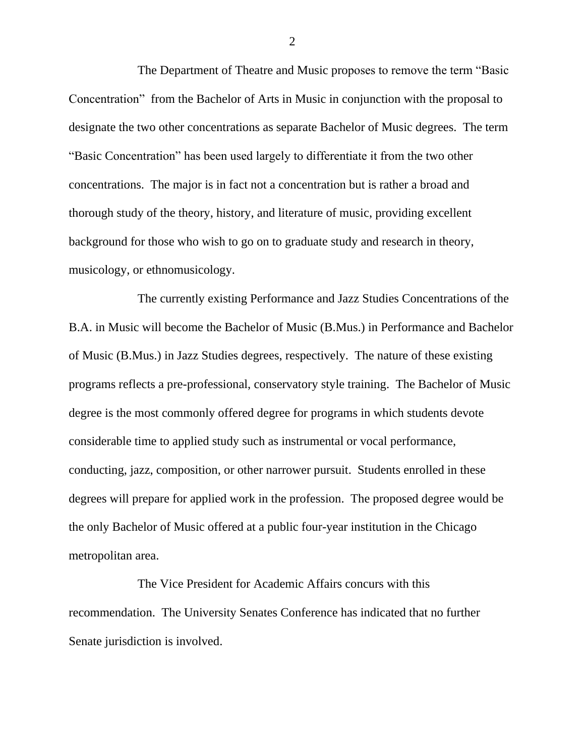The Department of Theatre and Music proposes to remove the term "Basic Concentration" from the Bachelor of Arts in Music in conjunction with the proposal to designate the two other concentrations as separate Bachelor of Music degrees. The term "Basic Concentration" has been used largely to differentiate it from the two other concentrations. The major is in fact not a concentration but is rather a broad and thorough study of the theory, history, and literature of music, providing excellent background for those who wish to go on to graduate study and research in theory, musicology, or ethnomusicology.

The currently existing Performance and Jazz Studies Concentrations of the B.A. in Music will become the Bachelor of Music (B.Mus.) in Performance and Bachelor of Music (B.Mus.) in Jazz Studies degrees, respectively. The nature of these existing programs reflects a pre-professional, conservatory style training. The Bachelor of Music degree is the most commonly offered degree for programs in which students devote considerable time to applied study such as instrumental or vocal performance, conducting, jazz, composition, or other narrower pursuit. Students enrolled in these degrees will prepare for applied work in the profession. The proposed degree would be the only Bachelor of Music offered at a public four-year institution in the Chicago metropolitan area.

The Vice President for Academic Affairs concurs with this recommendation. The University Senates Conference has indicated that no further Senate jurisdiction is involved.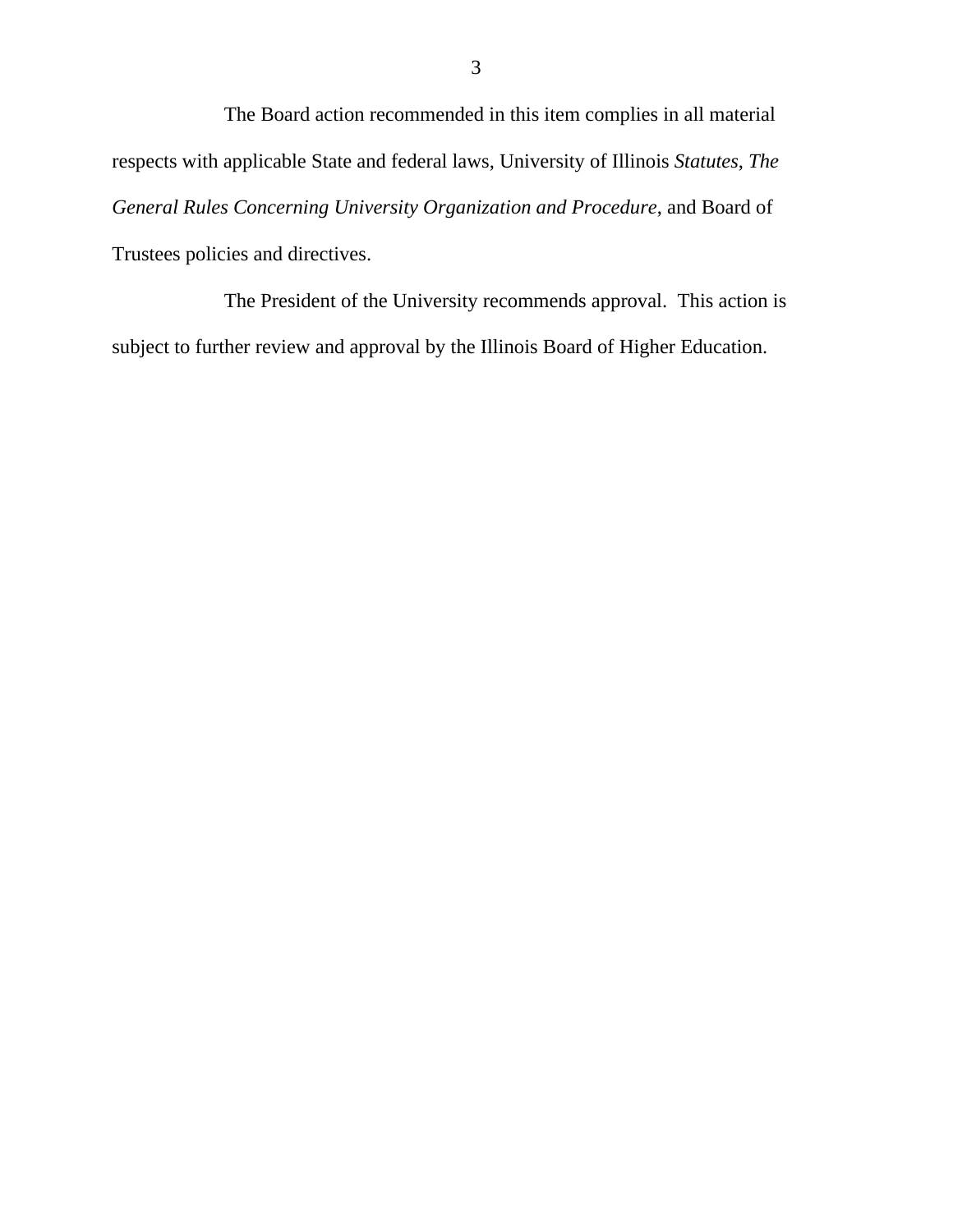The Board action recommended in this item complies in all material respects with applicable State and federal laws, University of Illinois *Statutes*, *The General Rules Concerning University Organization and Procedure*, and Board of Trustees policies and directives.

The President of the University recommends approval. This action is subject to further review and approval by the Illinois Board of Higher Education.